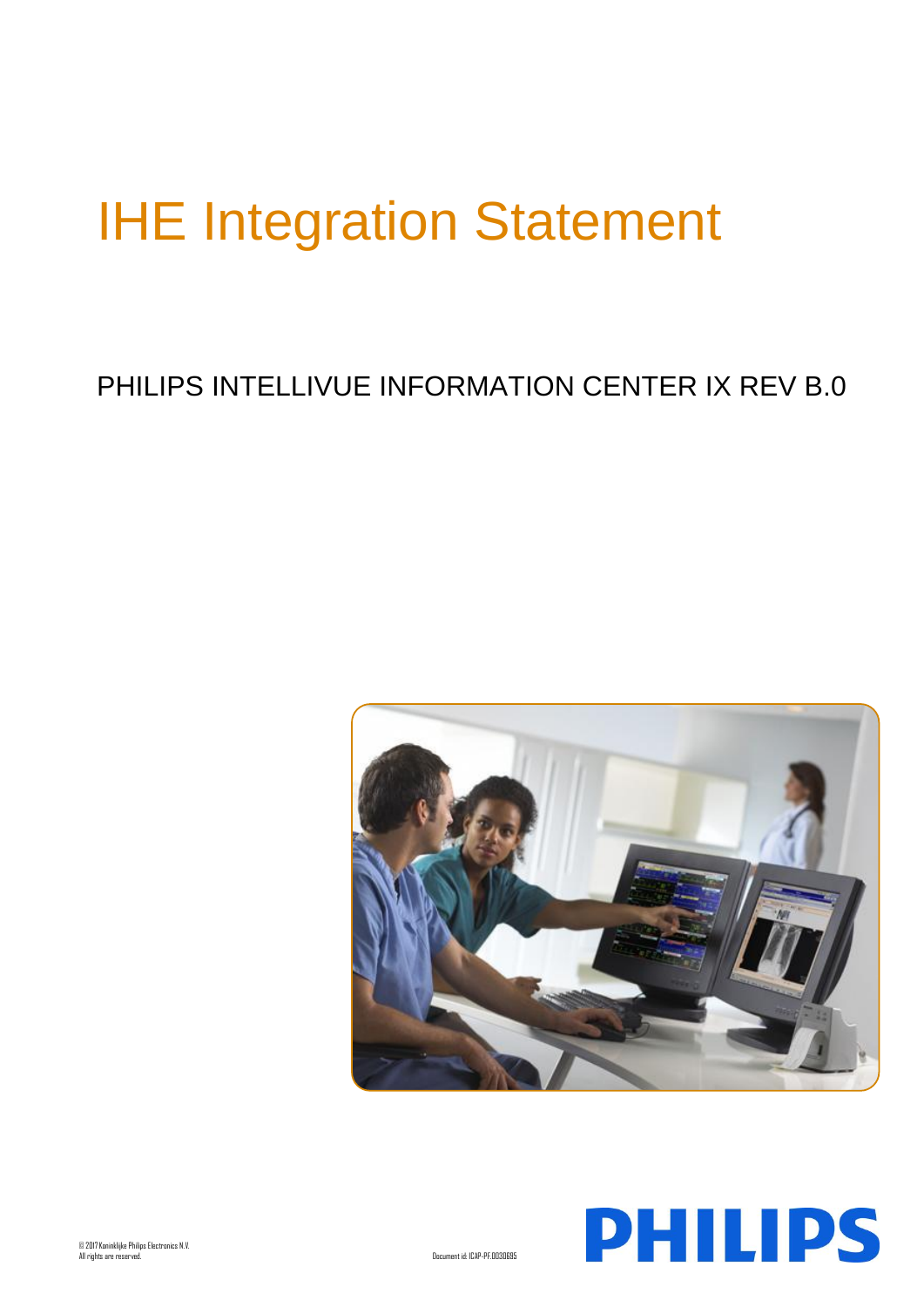# IHE Integration Statement

PHILIPS INTELLIVUE INFORMATION CENTER IX REV B.0

© 2017 Koninklijke Philips Electronics N.V.
All rights are reserved.

Document id: ICAP-PF.0030695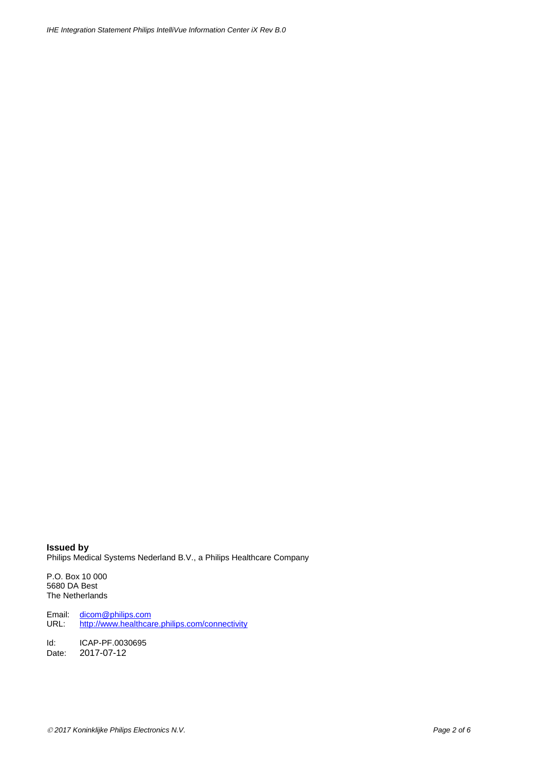**Issued by**
Philips Medical Systems Nederland B.V., a Philips Healthcare Company

P.O. Box 10 000
5680 DA Best
The Netherlands

Email: dicom@philips.com
URL: http://www.healthcare.philips.com/connectivity

Id: ICAP-PF.0030695
Date: 2017-07-12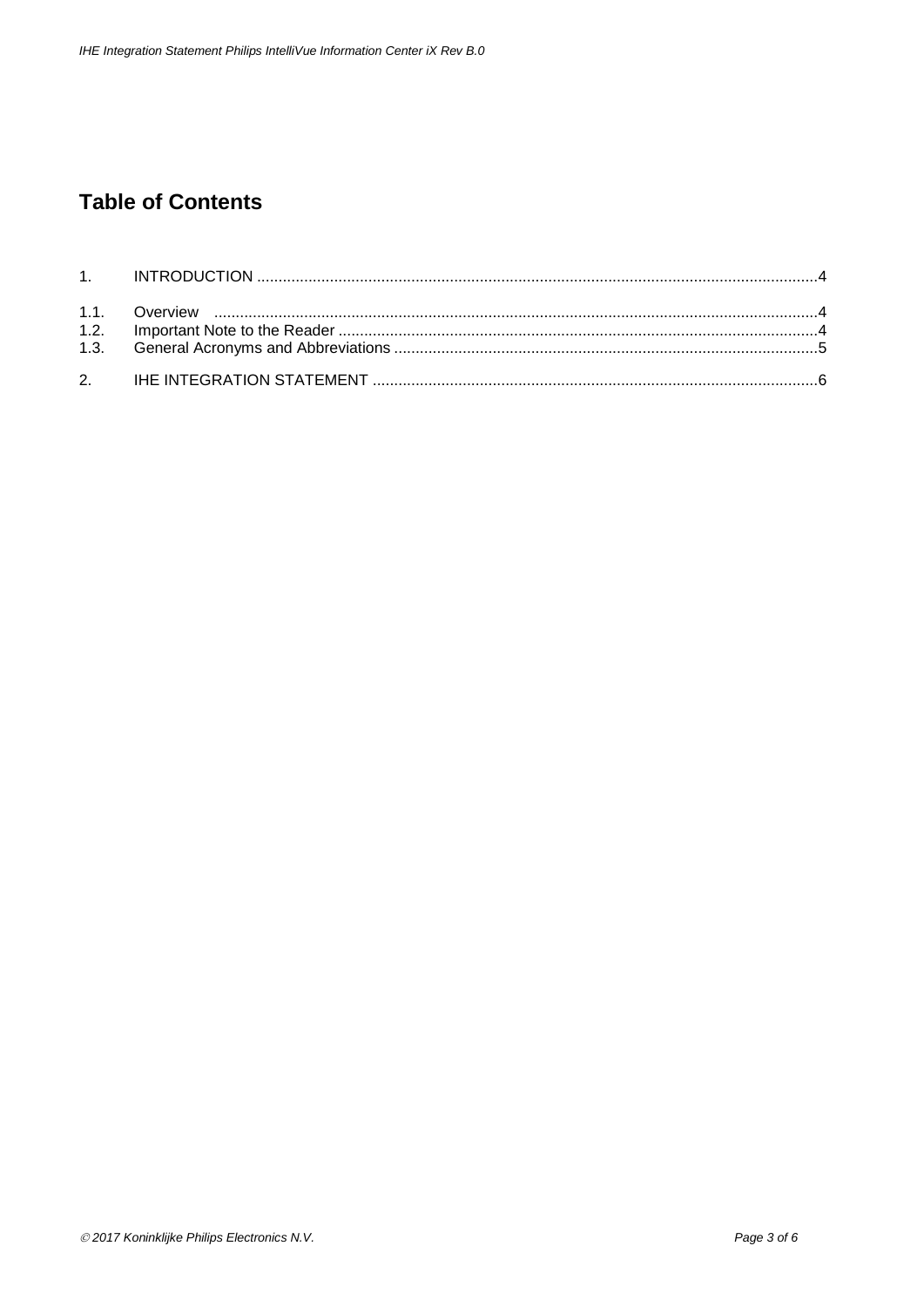# Table of Contents

1. INTRODUCTION ....................................................................................................................................4

1.1. Overview ...........................................................................................................................................4
1.2. Important Note to the Reader ...........................................................................................................4
1.3. General Acronyms and Abbreviations ..............................................................................................5

2. IHE INTEGRATION STATEMENT .........................................................................................................6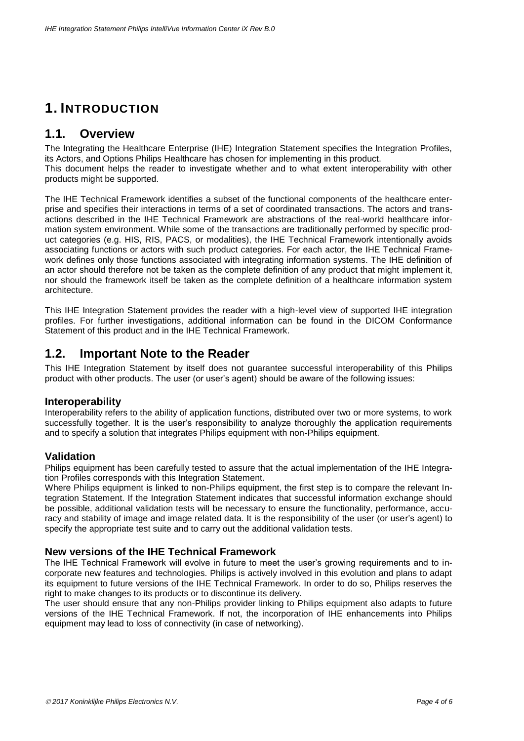# 1. INTRODUCTION

## 1.1. Overview

The Integrating the Healthcare Enterprise (IHE) Integration Statement specifies the Integration Profiles, its Actors, and Options Philips Healthcare has chosen for implementing in this product.
This document helps the reader to investigate whether and to what extent interoperability with other products might be supported.

The IHE Technical Framework identifies a subset of the functional components of the healthcare enterprise and specifies their interactions in terms of a set of coordinated transactions. The actors and transactions described in the IHE Technical Framework are abstractions of the real-world healthcare information system environment. While some of the transactions are traditionally performed by specific product categories (e.g. HIS, RIS, PACS, or modalities), the IHE Technical Framework intentionally avoids associating functions or actors with such product categories. For each actor, the IHE Technical Framework defines only those functions associated with integrating information systems. The IHE definition of an actor should therefore not be taken as the complete definition of any product that might implement it, nor should the framework itself be taken as the complete definition of a healthcare information system architecture.

This IHE Integration Statement provides the reader with a high-level view of supported IHE integration profiles. For further investigations, additional information can be found in the DICOM Conformance Statement of this product and in the IHE Technical Framework.

## 1.2. Important Note to the Reader

This IHE Integration Statement by itself does not guarantee successful interoperability of this Philips product with other products. The user (or user's agent) should be aware of the following issues:

### Interoperability

Interoperability refers to the ability of application functions, distributed over two or more systems, to work successfully together. It is the user's responsibility to analyze thoroughly the application requirements and to specify a solution that integrates Philips equipment with non-Philips equipment.

### Validation

Philips equipment has been carefully tested to assure that the actual implementation of the IHE Integration Profiles corresponds with this Integration Statement.
Where Philips equipment is linked to non-Philips equipment, the first step is to compare the relevant Integration Statement. If the Integration Statement indicates that successful information exchange should be possible, additional validation tests will be necessary to ensure the functionality, performance, accuracy and stability of image and image related data. It is the responsibility of the user (or user's agent) to specify the appropriate test suite and to carry out the additional validation tests.

### New versions of the IHE Technical Framework

The IHE Technical Framework will evolve in future to meet the user's growing requirements and to incorporate new features and technologies. Philips is actively involved in this evolution and plans to adapt its equipment to future versions of the IHE Technical Framework. In order to do so, Philips reserves the right to make changes to its products or to discontinue its delivery.
The user should ensure that any non-Philips provider linking to Philips equipment also adapts to future versions of the IHE Technical Framework. If not, the incorporation of IHE enhancements into Philips equipment may lead to loss of connectivity (in case of networking).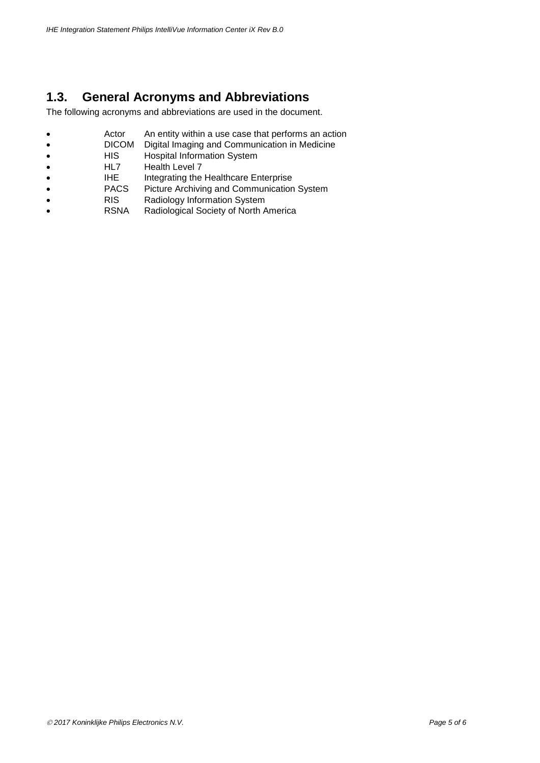## 1.3. General Acronyms and Abbreviations

The following acronyms and abbreviations are used in the document.

- Actor An entity within a use case that performs an action
- DICOM Digital Imaging and Communication in Medicine
- HIS Hospital Information System
- HL7 Health Level 7
- IHE Integrating the Healthcare Enterprise
- PACS Picture Archiving and Communication System
- RIS Radiology Information System
- RSNA Radiological Society of North America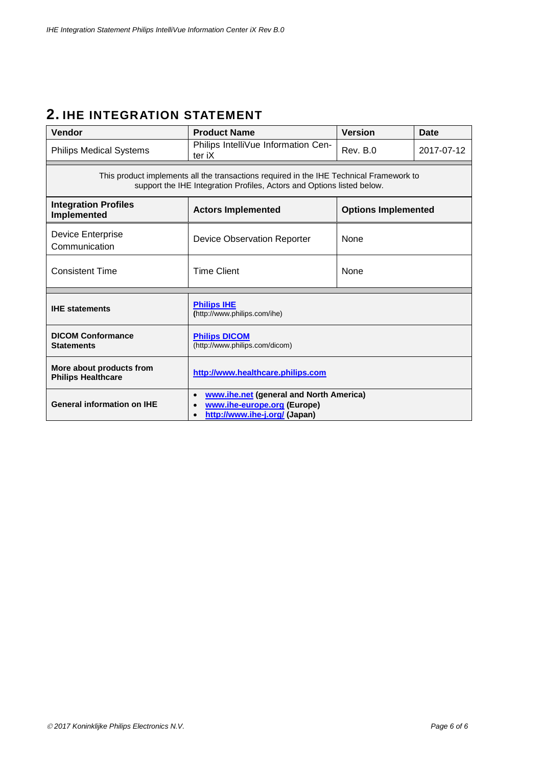## 2. IHE INTEGRATION STATEMENT

| Vendor | Product Name | Version | Date |
|---|---|---|---|
| Philips Medical Systems | Philips IntelliVue Information Center iX | Rev. B.0 | 2017-07-12 |

This product implements all the transactions required in the IHE Technical Framework to support the IHE Integration Profiles, Actors and Options listed below.

| Integration Profiles Implemented | Actors Implemented | Options Implemented |
|---|---|---|
| Device Enterprise Communication | Device Observation Reporter | None |
| Consistent Time | Time Client | None |

| | |
|---|---|
| **IHE statements** | **Philips IHE** (http://www.philips.com/ihe) |
| **DICOM Conformance Statements** | **Philips DICOM** (http://www.philips.com/dicom) |
| **More about products from Philips Healthcare** | **http://www.healthcare.philips.com** |
| **General information on IHE** | • **www.ihe.net (general and North America)** • **www.ihe-europe.org (Europe)** • **http://www.ihe-j.org/ (Japan)** |

© 2017 Koninklijke Philips Electronics N.V.